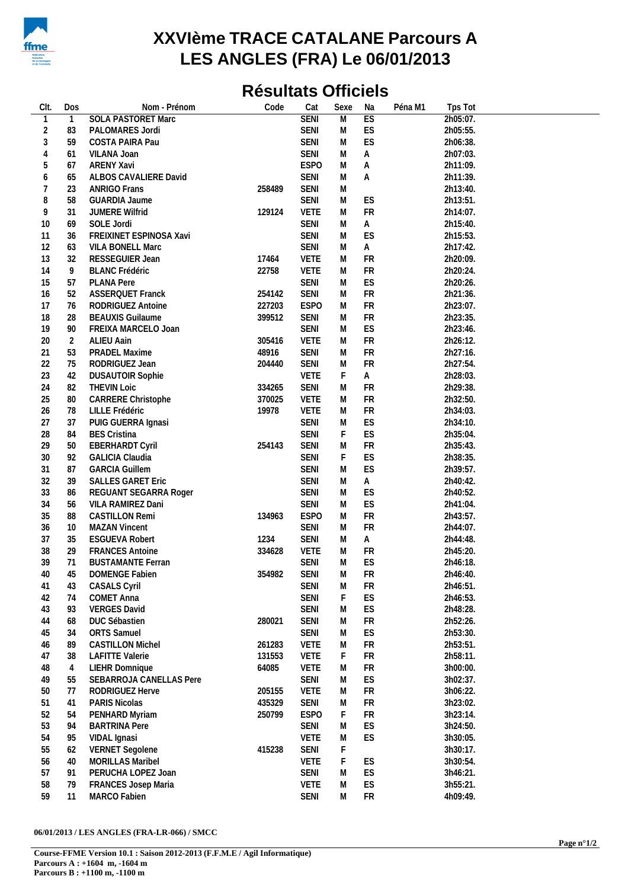# XXVIème TRACE CATALANE Parcours A
# LES ANGLES (FRA) Le 06/01/2013

## Résultats Officiels

| Clt. | Dos | Nom - Prénom | Code | Cat | Sexe | Na | Péna M1 | Tps Tot |
|---|---|---|---|---|---|---|---|---|
| 1 | 1 | SOLA PASTORET Marc | | SENI | M | ES | | 2h05:07. |
| 2 | 83 | PALOMARES Jordi | | SENI | M | ES | | 2h05:55. |
| 3 | 59 | COSTA PAIRA Pau | | SENI | M | ES | | 2h06:38. |
| 4 | 61 | VILANA Joan | | SENI | M | A | | 2h07:03. |
| 5 | 67 | ARENY Xavi | | ESPO | M | A | | 2h11:09. |
| 6 | 65 | ALBOS CAVALIERE David | | SENI | M | A | | 2h11:39. |
| 7 | 23 | ANRIGO Frans | 258489 | SENI | M | | | 2h13:40. |
| 8 | 58 | GUARDIA Jaume | | SENI | M | ES | | 2h13:51. |
| 9 | 31 | JUMERE Wilfrid | 129124 | VETE | M | FR | | 2h14:07. |
| 10 | 69 | SOLE Jordi | | SENI | M | A | | 2h15:40. |
| 11 | 36 | FREIXINET ESPINOSA Xavi | | SENI | M | ES | | 2h15:53. |
| 12 | 63 | VILA BONELL Marc | | SENI | M | A | | 2h17:42. |
| 13 | 32 | RESSEGUIER Jean | 17464 | VETE | M | FR | | 2h20:09. |
| 14 | 9 | BLANC Frédéric | 22758 | VETE | M | FR | | 2h20:24. |
| 15 | 57 | PLANA Pere | | SENI | M | ES | | 2h20:26. |
| 16 | 52 | ASSERQUET Franck | 254142 | SENI | M | FR | | 2h21:36. |
| 17 | 76 | RODRIGUEZ Antoine | 227203 | ESPO | M | FR | | 2h23:07. |
| 18 | 28 | BEAUXIS Guilaume | 399512 | SENI | M | FR | | 2h23:35. |
| 19 | 90 | FREIXA MARCELO Joan | | SENI | M | ES | | 2h23:46. |
| 20 | 2 | ALIEU Aain | 305416 | VETE | M | FR | | 2h26:12. |
| 21 | 53 | PRADEL Maxime | 48916 | SENI | M | FR | | 2h27:16. |
| 22 | 75 | RODRIGUEZ Jean | 204440 | SENI | M | FR | | 2h27:54. |
| 23 | 42 | DUSAUTOIR Sophie | | VETE | F | A | | 2h28:03. |
| 24 | 82 | THEVIN Loic | 334265 | SENI | M | FR | | 2h29:38. |
| 25 | 80 | CARRERE Christophe | 370025 | VETE | M | FR | | 2h32:50. |
| 26 | 78 | LILLE Frédéric | 19978 | VETE | M | FR | | 2h34:03. |
| 27 | 37 | PUIG GUERRA Ignasi | | SENI | M | ES | | 2h34:10. |
| 28 | 84 | BES Cristina | | SENI | F | ES | | 2h35:04. |
| 29 | 50 | EBERHARDT Cyril | 254143 | SENI | M | FR | | 2h35:43. |
| 30 | 92 | GALICIA Claudia | | SENI | F | ES | | 2h38:35. |
| 31 | 87 | GARCIA Guillem | | SENI | M | ES | | 2h39:57. |
| 32 | 39 | SALLES GARET Eric | | SENI | M | A | | 2h40:42. |
| 33 | 86 | REGUANT SEGARRA Roger | | SENI | M | ES | | 2h40:52. |
| 34 | 56 | VILA RAMIREZ Dani | | SENI | M | ES | | 2h41:04. |
| 35 | 88 | CASTILLON Remi | 134963 | ESPO | M | FR | | 2h43:57. |
| 36 | 10 | MAZAN Vincent | | SENI | M | FR | | 2h44:07. |
| 37 | 35 | ESGUEVA Robert | 1234 | SENI | M | A | | 2h44:48. |
| 38 | 29 | FRANCES Antoine | 334628 | VETE | M | FR | | 2h45:20. |
| 39 | 71 | BUSTAMANTE Ferran | | SENI | M | ES | | 2h46:18. |
| 40 | 45 | DOMENGE Fabien | 354982 | SENI | M | FR | | 2h46:40. |
| 41 | 43 | CASALS Cyril | | SENI | M | FR | | 2h46:51. |
| 42 | 74 | COMET Anna | | SENI | F | ES | | 2h46:53. |
| 43 | 93 | VERGES David | | SENI | M | ES | | 2h48:28. |
| 44 | 68 | DUC Sébastien | 280021 | SENI | M | FR | | 2h52:26. |
| 45 | 34 | ORTS Samuel | | SENI | M | ES | | 2h53:30. |
| 46 | 89 | CASTILLON Michel | 261283 | VETE | M | FR | | 2h53:51. |
| 47 | 38 | LAFITTE Valerie | 131553 | VETE | F | FR | | 2h58:11. |
| 48 | 4 | LIEHR Domnique | 64085 | VETE | M | FR | | 3h00:00. |
| 49 | 55 | SEBARROJA CANELLAS Pere | | SENI | M | ES | | 3h02:37. |
| 50 | 77 | RODRIGUEZ Herve | 205155 | VETE | M | FR | | 3h06:22. |
| 51 | 41 | PARIS Nicolas | 435329 | SENI | M | FR | | 3h23:02. |
| 52 | 54 | PENHARD Myriam | 250799 | ESPO | F | FR | | 3h23:14. |
| 53 | 94 | BARTRINA Pere | | SENI | M | ES | | 3h24:50. |
| 54 | 95 | VIDAL Ignasi | | VETE | M | ES | | 3h30:05. |
| 55 | 62 | VERNET Segolene | 415238 | SENI | F | | | 3h30:17. |
| 56 | 40 | MORILLAS Maribel | | VETE | F | ES | | 3h30:54. |
| 57 | 91 | PERUCHA LOPEZ Joan | | SENI | M | ES | | 3h46:21. |
| 58 | 79 | FRANCES Josep Maria | | VETE | M | ES | | 3h55:21. |
| 59 | 11 | MARCO Fabien | | SENI | M | FR | | 4h09:49. |

**06/01/2013 / LES ANGLES (FRA-LR-066) / SMCC**

**Course-FFME Version 10.1 : Saison 2012-2013 (F.F.M.E / Agil Informatique)**
**Parcours A : +1604 m, -1604 m**
**Parcours B : +1100 m, -1100 m**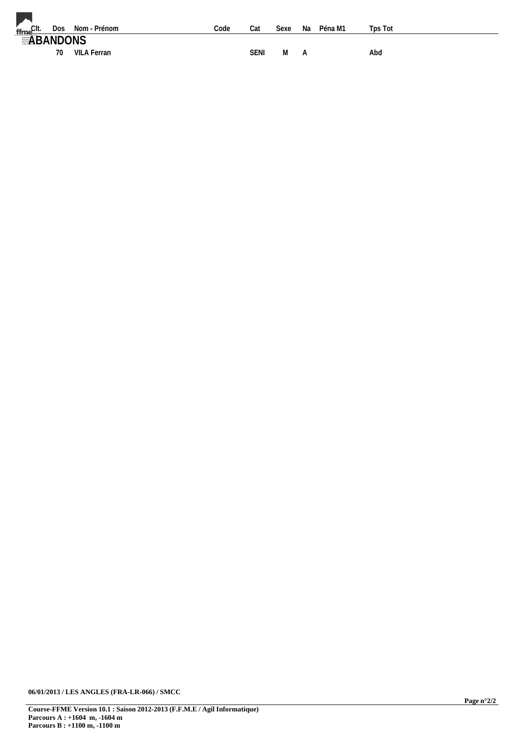| Clt. | Dos | Nom - Prénom | Code | Cat | Sexe | Na | Péna M1 | Tps Tot |
|---|---|---|---|---|---|---|---|---|

## ABANDONS

| Clt. | Dos | Nom - Prénom | Code | Cat | Sexe | Na | Péna M1 | Tps Tot |
|---|---|---|---|---|---|---|---|---|
| | 70 | VILA Ferran | | SENI | M | A | | Abd |

**06/01/2013 / LES ANGLES (FRA-LR-066) / SMCC**

**Course-FFME Version 10.1 : Saison 2012-2013 (F.F.M.E / Agil Informatique)**
**Parcours A : +1604 m, -1604 m**
**Parcours B : +1100 m, -1100 m**